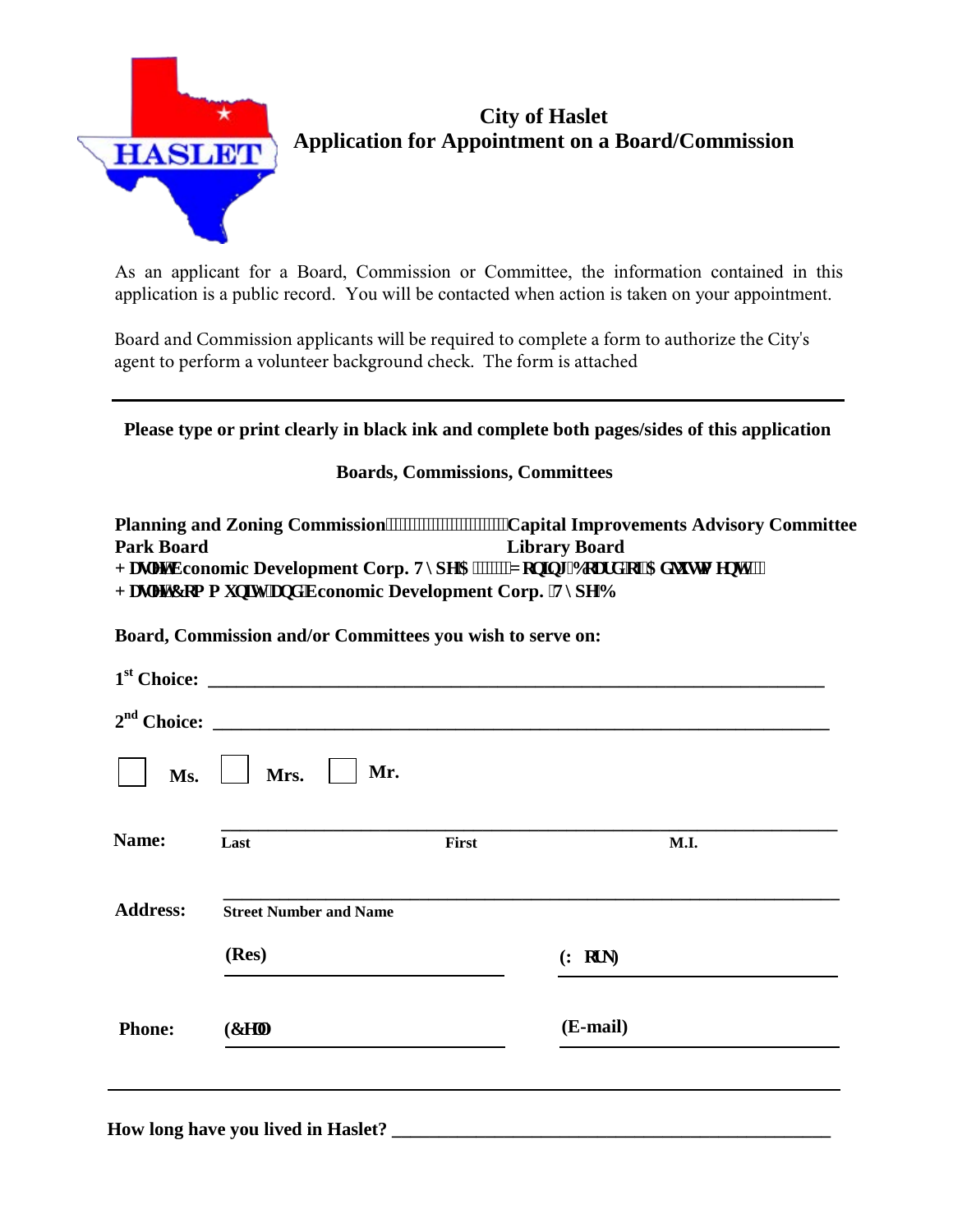# City of Haslet
## Application for Appointment on a Board/Commission

As an applicant for a Board, Commission or Committee, the information contained in this application is a public record. You will be contacted when action is taken on your appointment.

Board and Commission applicants will be required to complete a form to authorize the City's agent to perform a volunteer background check. The form is attached

---

**Please type or print clearly in black ink and complete both pages/sides of this application**

**Boards, Commissions, Committees**

**Planning and Zoning Commission** — **Capital Improvements Advisory Committee**
**Park Board** — **Library Board**
**Haslet Economic Development Corp. Type A** — **Zoning Board of Adjustments**
**Haslet Community and Economic Development Corp. Type B**

**Board, Commission and/or Committees you wish to serve on:**

**1st Choice:** ______________________________________________

**2nd Choice:** ______________________________________________

☐ **Ms.** ☐ **Mrs.** ☐ **Mr.**

**Name:** ______________________________________________
Last — First — M.I.

**Address:** ______________________________________________
Street Number and Name

**(Res)** ______________________ **(Work)** ______________________

**Phone:** **(Cell)** ______________________ **(E-mail)** ______________________

---

**How long have you lived in Haslet?** ______________________________________________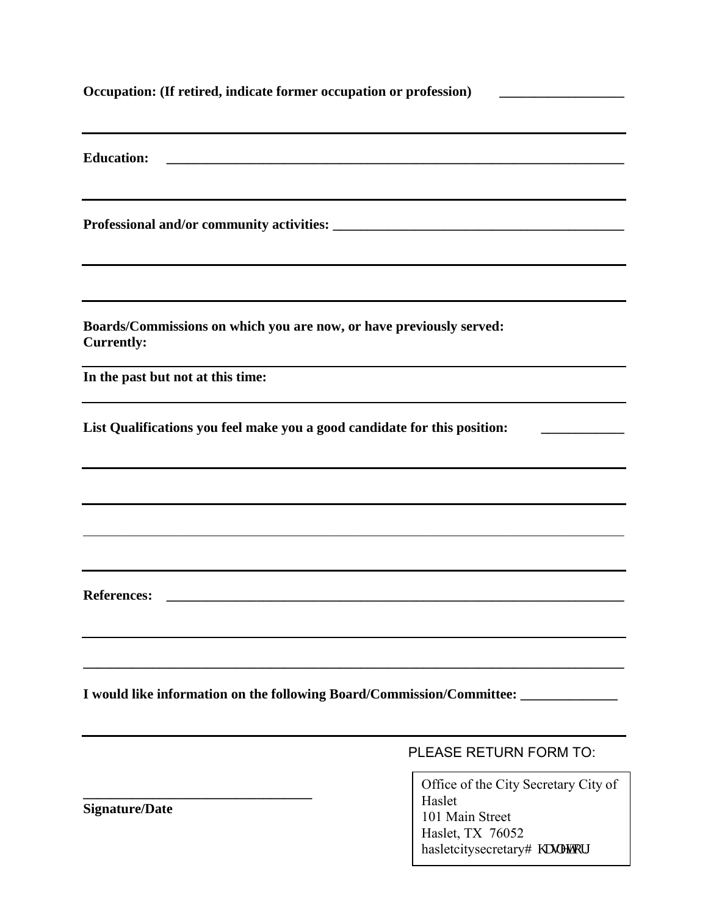**Occupation: (If retired, indicate former occupation or profession)** __________________

---

**Education:** ____________________________________________________________________

---

**Professional and/or community activities:** ________________________________________

---

---

**Boards/Commissions on which you are now, or have previously served:**
**Currently:**

---

**In the past but not at this time:**

---

**List Qualifications you feel make you a good candidate for this position:** ____________

---

---

---

---

**References:** ____________________________________________________________________

---

________________________________________________________________________________

**I would like information on the following Board/Commission/Committee:** ______________

---

PLEASE RETURN FORM TO:

Office of the City Secretary City of Haslet
101 Main Street
Haslet, TX 76052
hasletcitysecretary# KDVOHWRU

________________________________
**Signature/Date**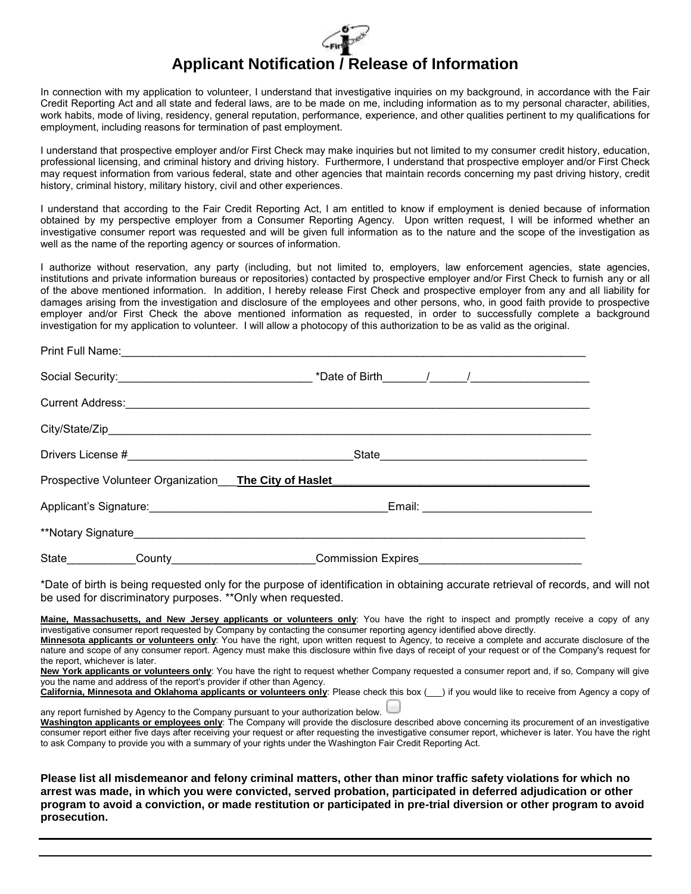# Applicant Notification / Release of Information

In connection with my application to volunteer, I understand that investigative inquiries on my background, in accordance with the Fair Credit Reporting Act and all state and federal laws, are to be made on me, including information as to my personal character, abilities, work habits, mode of living, residency, general reputation, performance, experience, and other qualities pertinent to my qualifications for employment, including reasons for termination of past employment.

I understand that prospective employer and/or First Check may make inquiries but not limited to my consumer credit history, education, professional licensing, and criminal history and driving history. Furthermore, I understand that prospective employer and/or First Check may request information from various federal, state and other agencies that maintain records concerning my past driving history, credit history, criminal history, military history, civil and other experiences.

I understand that according to the Fair Credit Reporting Act, I am entitled to know if employment is denied because of information obtained by my perspective employer from a Consumer Reporting Agency. Upon written request, I will be informed whether an investigative consumer report was requested and will be given full information as to the nature and the scope of the investigation as well as the name of the reporting agency or sources of information.

I authorize without reservation, any party (including, but not limited to, employers, law enforcement agencies, state agencies, institutions and private information bureaus or repositories) contacted by prospective employer and/or First Check to furnish any or all of the above mentioned information. In addition, I hereby release First Check and prospective employer from any and all liability for damages arising from the investigation and disclosure of the employees and other persons, who, in good faith provide to prospective employer and/or First Check the above mentioned information as requested, in order to successfully complete a background investigation for my application to volunteer. I will allow a photocopy of this authorization to be as valid as the original.

Print Full Name:______________________________________________________________

Social Security:______________________________ *Date of Birth_______/______/__________________

Current Address:______________________________________________________________

City/State/Zip________________________________________________________________

Drivers License #___________________________________State________________________________

Prospective Volunteer Organization___**The City of Haslet**________________________________________

Applicant's Signature:_____________________________________Email: __________________________

**Notary Signature_____________________________________________________________

State___________County______________________Commission Expires__________________________

*Date of birth is being requested only for the purpose of identification in obtaining accurate retrieval of records, and will not be used for discriminatory purposes. **Only when requested.

**Maine, Massachusetts, and New Jersey applicants or volunteers only**: You have the right to inspect and promptly receive a copy of any investigative consumer report requested by Company by contacting the consumer reporting agency identified above directly.
**Minnesota applicants or volunteers only**: You have the right, upon written request to Agency, to receive a complete and accurate disclosure of the nature and scope of any consumer report. Agency must make this disclosure within five days of receipt of your request or of the Company's request for the report, whichever is later.
**New York applicants or volunteers only**: You have the right to request whether Company requested a consumer report and, if so, Company will give you the name and address of the report's provider if other than Agency.
**California, Minnesota and Oklahoma applicants or volunteers only**: Please check this box (___) if you would like to receive from Agency a copy of any report furnished by Agency to the Company pursuant to your authorization below. ☐
**Washington applicants or employees only**: The Company will provide the disclosure described above concerning its procurement of an investigative consumer report either five days after receiving your request or after requesting the investigative consumer report, whichever is later. You have the right to ask Company to provide you with a summary of your rights under the Washington Fair Credit Reporting Act.

**Please list all misdemeanor and felony criminal matters, other than minor traffic safety violations for which no arrest was made, in which you were convicted, served probation, participated in deferred adjudication or other program to avoid a conviction, or made restitution or participated in pre-trial diversion or other program to avoid prosecution.**

______________________________________________________________

______________________________________________________________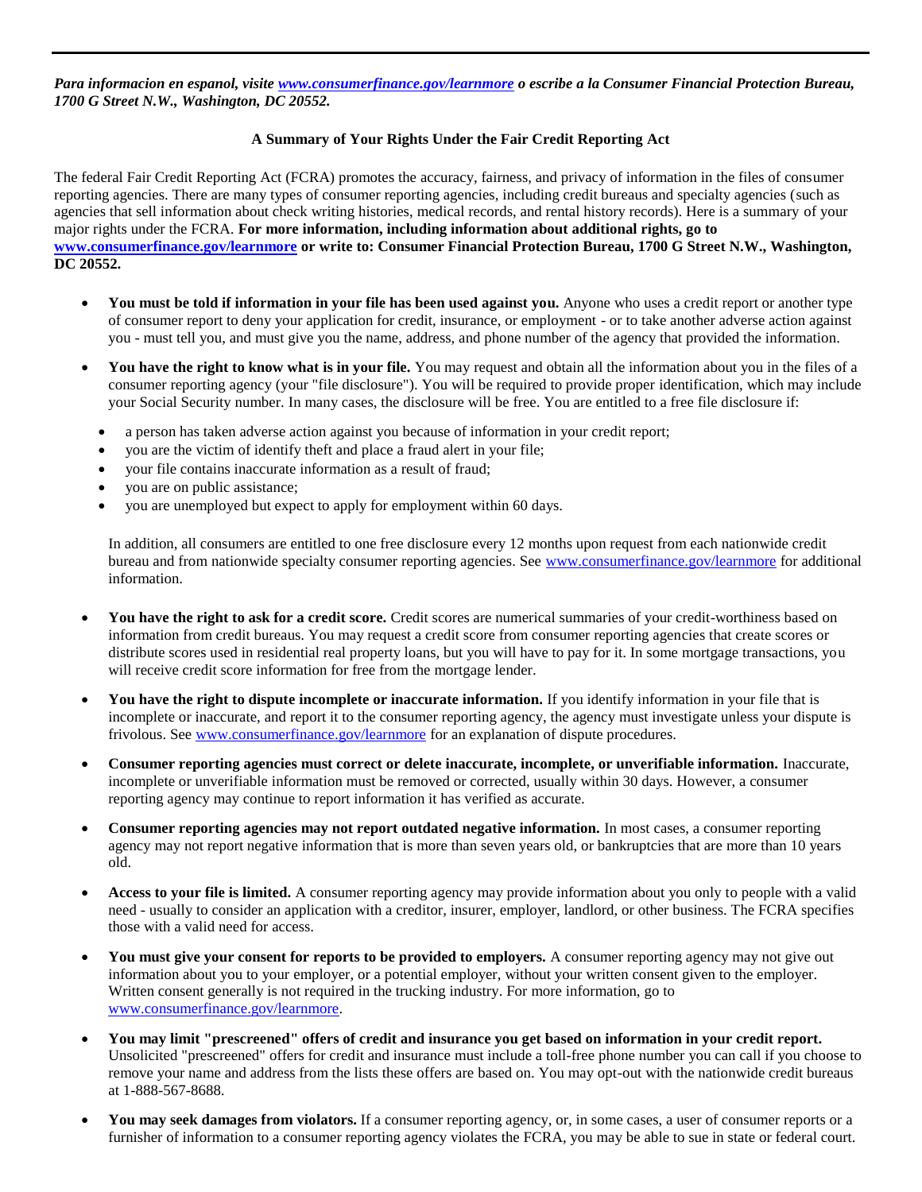*Para informacion en espanol, visite **[www.consumerfinance.gov/learnmore](www.consumerfinance.gov/learnmore)** o escribe a la Consumer Financial Protection Bureau, 1700 G Street N.W., Washington, DC 20552.*

**A Summary of Your Rights Under the Fair Credit Reporting Act**

The federal Fair Credit Reporting Act (FCRA) promotes the accuracy, fairness, and privacy of information in the files of consumer reporting agencies. There are many types of consumer reporting agencies, including credit bureaus and specialty agencies (such as agencies that sell information about check writing histories, medical records, and rental history records). Here is a summary of your major rights under the FCRA. **For more information, including information about additional rights, go to [www.consumerfinance.gov/learnmore](www.consumerfinance.gov/learnmore) or write to: Consumer Financial Protection Bureau, 1700 G Street N.W., Washington, DC 20552.**

- **You must be told if information in your file has been used against you.** Anyone who uses a credit report or another type of consumer report to deny your application for credit, insurance, or employment - or to take another adverse action against you - must tell you, and must give you the name, address, and phone number of the agency that provided the information.

- **You have the right to know what is in your file.** You may request and obtain all the information about you in the files of a consumer reporting agency (your "file disclosure"). You will be required to provide proper identification, which may include your Social Security number. In many cases, the disclosure will be free. You are entitled to a free file disclosure if:

  - a person has taken adverse action against you because of information in your credit report;
  - you are the victim of identify theft and place a fraud alert in your file;
  - your file contains inaccurate information as a result of fraud;
  - you are on public assistance;
  - you are unemployed but expect to apply for employment within 60 days.

  In addition, all consumers are entitled to one free disclosure every 12 months upon request from each nationwide credit bureau and from nationwide specialty consumer reporting agencies. See [www.consumerfinance.gov/learnmore](www.consumerfinance.gov/learnmore) for additional information.

- **You have the right to ask for a credit score.** Credit scores are numerical summaries of your credit-worthiness based on information from credit bureaus. You may request a credit score from consumer reporting agencies that create scores or distribute scores used in residential real property loans, but you will have to pay for it. In some mortgage transactions, you will receive credit score information for free from the mortgage lender.

- **You have the right to dispute incomplete or inaccurate information.** If you identify information in your file that is incomplete or inaccurate, and report it to the consumer reporting agency, the agency must investigate unless your dispute is frivolous. See [www.consumerfinance.gov/learnmore](www.consumerfinance.gov/learnmore) for an explanation of dispute procedures.

- **Consumer reporting agencies must correct or delete inaccurate, incomplete, or unverifiable information.** Inaccurate, incomplete or unverifiable information must be removed or corrected, usually within 30 days. However, a consumer reporting agency may continue to report information it has verified as accurate.

- **Consumer reporting agencies may not report outdated negative information.** In most cases, a consumer reporting agency may not report negative information that is more than seven years old, or bankruptcies that are more than 10 years old.

- **Access to your file is limited.** A consumer reporting agency may provide information about you only to people with a valid need - usually to consider an application with a creditor, insurer, employer, landlord, or other business. The FCRA specifies those with a valid need for access.

- **You must give your consent for reports to be provided to employers.** A consumer reporting agency may not give out information about you to your employer, or a potential employer, without your written consent given to the employer. Written consent generally is not required in the trucking industry. For more information, go to [www.consumerfinance.gov/learnmore](www.consumerfinance.gov/learnmore).

- **You may limit "prescreened" offers of credit and insurance you get based on information in your credit report.** Unsolicited "prescreened" offers for credit and insurance must include a toll-free phone number you can call if you choose to remove your name and address from the lists these offers are based on. You may opt-out with the nationwide credit bureaus at 1-888-567-8688.

- **You may seek damages from violators.** If a consumer reporting agency, or, in some cases, a user of consumer reports or a furnisher of information to a consumer reporting agency violates the FCRA, you may be able to sue in state or federal court.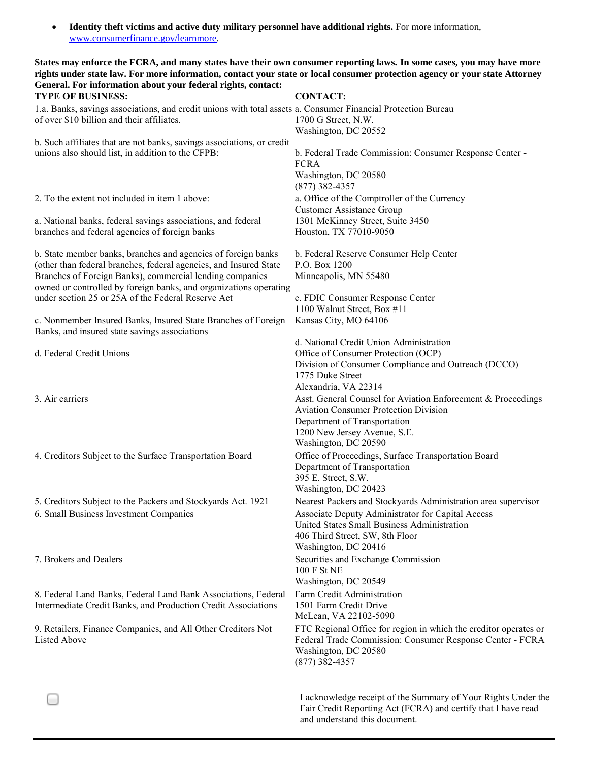- **Identity theft victims and active duty military personnel have additional rights.** For more information, www.consumerfinance.gov/learnmore.

**States may enforce the FCRA, and many states have their own consumer reporting laws. In some cases, you may have more rights under state law. For more information, contact your state or local consumer protection agency or your state Attorney General. For information about your federal rights, contact:**

| TYPE OF BUSINESS: | CONTACT: |
| --- | --- |
| 1.a. Banks, savings associations, and credit unions with total assets of over $10 billion and their affiliates. | a. Consumer Financial Protection Bureau<br>1700 G Street, N.W.<br>Washington, DC 20552 |
| b. Such affiliates that are not banks, savings associations, or credit unions also should list, in addition to the CFPB: | b. Federal Trade Commission: Consumer Response Center - FCRA<br>Washington, DC 20580<br>(877) 382-4357 |
| 2. To the extent not included in item 1 above:<br><br>a. National banks, federal savings associations, and federal branches and federal agencies of foreign banks | a. Office of the Comptroller of the Currency<br>Customer Assistance Group<br>1301 McKinney Street, Suite 3450<br>Houston, TX 77010-9050 |
| b. State member banks, branches and agencies of foreign banks (other than federal branches, federal agencies, and Insured State Branches of Foreign Banks), commercial lending companies owned or controlled by foreign banks, and organizations operating under section 25 or 25A of the Federal Reserve Act | b. Federal Reserve Consumer Help Center<br>P.O. Box 1200<br>Minneapolis, MN 55480 |
| c. Nonmember Insured Banks, Insured State Branches of Foreign Banks, and insured state savings associations | c. FDIC Consumer Response Center<br>1100 Walnut Street, Box #11<br>Kansas City, MO 64106 |
| d. Federal Credit Unions | d. National Credit Union Administration<br>Office of Consumer Protection (OCP)<br>Division of Consumer Compliance and Outreach (DCCO)<br>1775 Duke Street<br>Alexandria, VA 22314 |
| 3. Air carriers | Asst. General Counsel for Aviation Enforcement & Proceedings<br>Aviation Consumer Protection Division<br>Department of Transportation<br>1200 New Jersey Avenue, S.E.<br>Washington, DC 20590 |
| 4. Creditors Subject to the Surface Transportation Board | Office of Proceedings, Surface Transportation Board<br>Department of Transportation<br>395 E. Street, S.W.<br>Washington, DC 20423 |
| 5. Creditors Subject to the Packers and Stockyards Act. 1921 | Nearest Packers and Stockyards Administration area supervisor |
| 6. Small Business Investment Companies | Associate Deputy Administrator for Capital Access<br>United States Small Business Administration<br>406 Third Street, SW, 8th Floor<br>Washington, DC 20416 |
| 7. Brokers and Dealers | Securities and Exchange Commission<br>100 F St NE<br>Washington, DC 20549 |
| 8. Federal Land Banks, Federal Land Bank Associations, Federal Intermediate Credit Banks, and Production Credit Associations | Farm Credit Administration<br>1501 Farm Credit Drive<br>McLean, VA 22102-5090 |
| 9. Retailers, Finance Companies, and All Other Creditors Not Listed Above | FTC Regional Office for region in which the creditor operates or Federal Trade Commission: Consumer Response Center - FCRA<br>Washington, DC 20580<br>(877) 382-4357 |

☐ I acknowledge receipt of the Summary of Your Rights Under the Fair Credit Reporting Act (FCRA) and certify that I have read and understand this document.